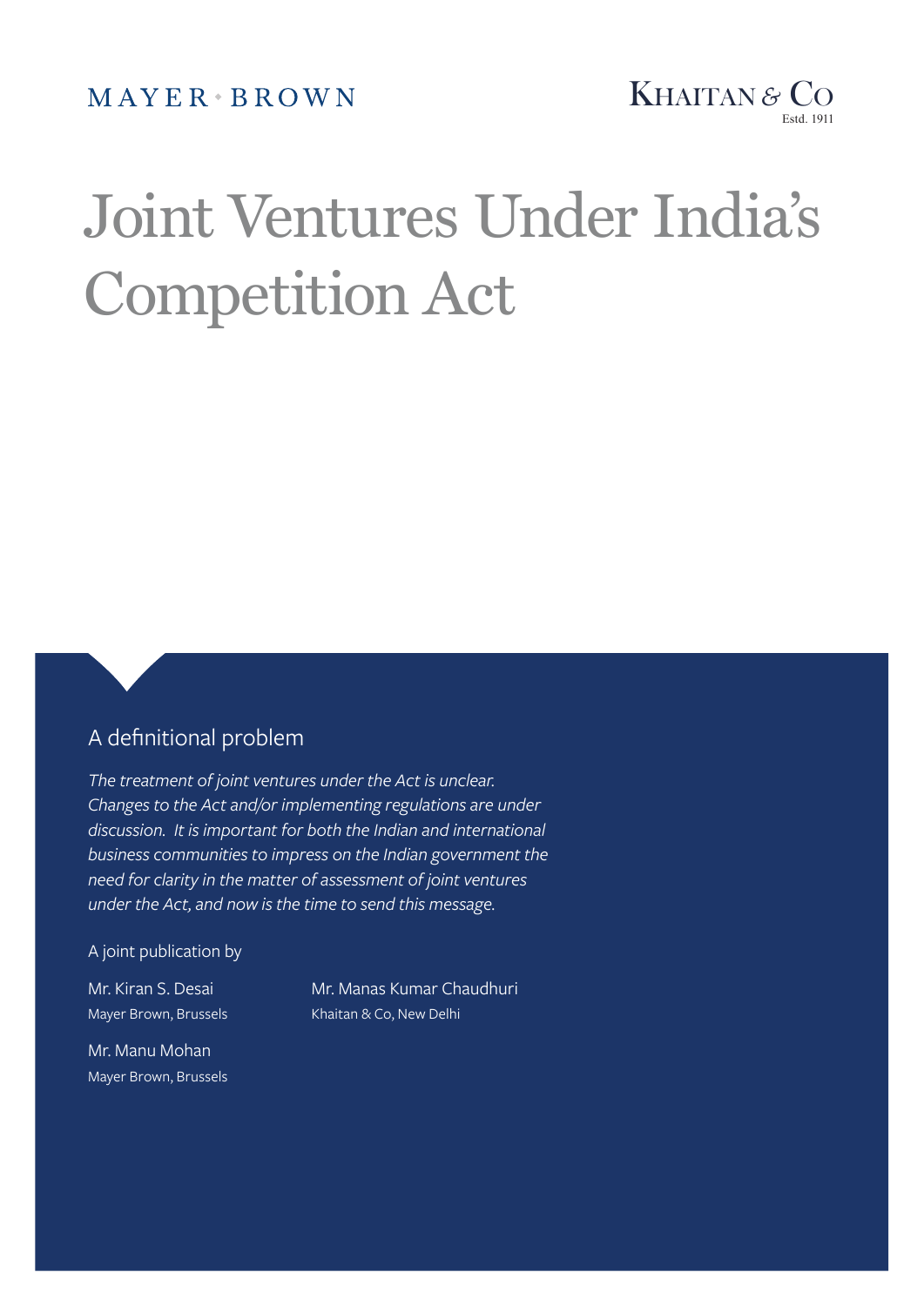MAYER • BROWN

KHAITAN & CO
Estd. 1911

# Joint Ventures Under India's Competition Act

## A definitional problem

*The treatment of joint ventures under the Act is unclear. Changes to the Act and/or implementing regulations are under discussion. It is important for both the Indian and international business communities to impress on the Indian government the need for clarity in the matter of assessment of joint ventures under the Act, and now is the time to send this message.*

A joint publication by

Mr. Kiran S. Desai
Mayer Brown, Brussels

Mr. Manu Mohan
Mayer Brown, Brussels

Mr. Manas Kumar Chaudhuri
Khaitan & Co, New Delhi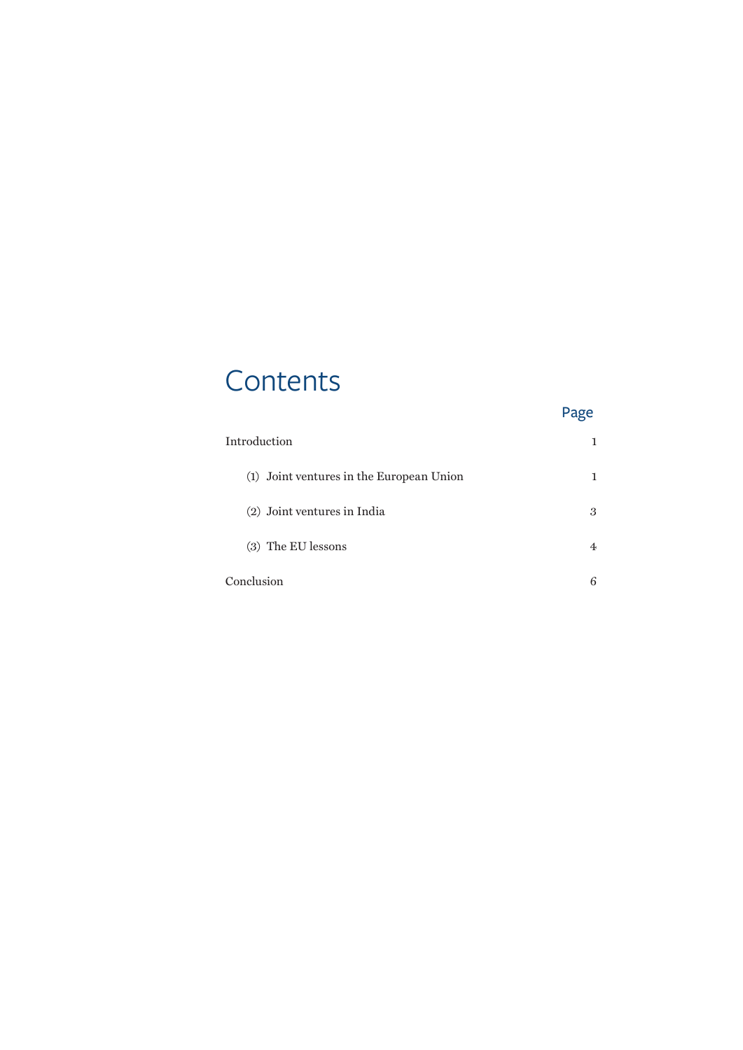# Contents

| | Page |
|---|---|
| Introduction | 1 |
| (1) Joint ventures in the European Union | 1 |
| (2) Joint ventures in India | 3 |
| (3) The EU lessons | 4 |
| Conclusion | 6 |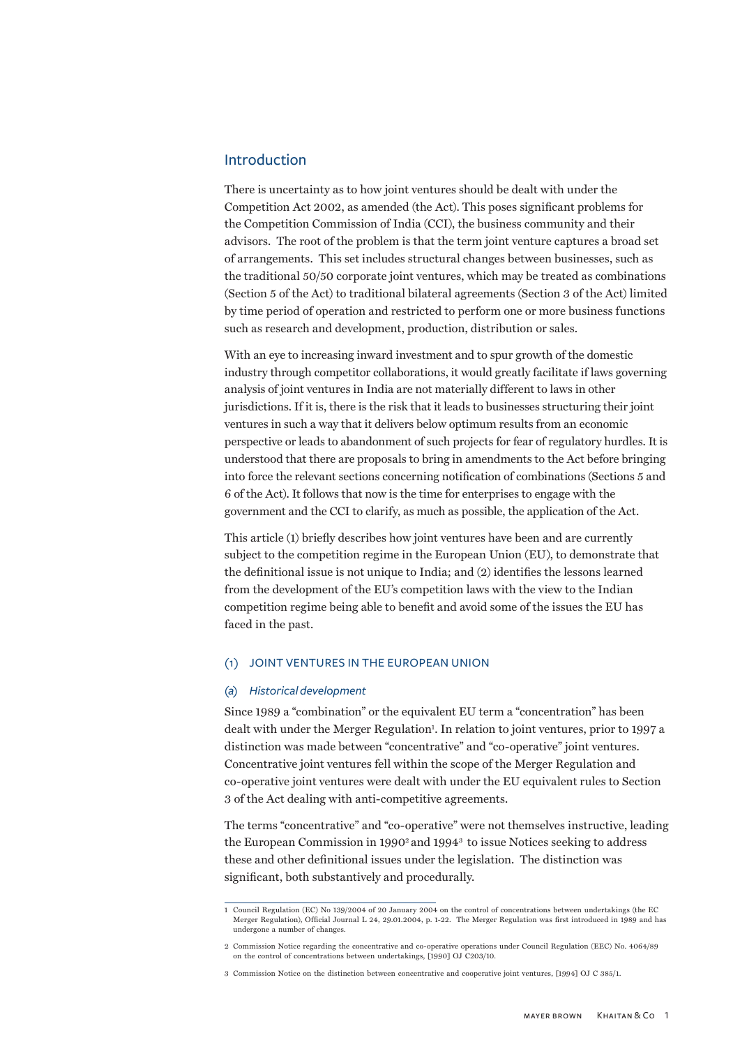## Introduction

There is uncertainty as to how joint ventures should be dealt with under the Competition Act 2002, as amended (the Act). This poses significant problems for the Competition Commission of India (CCI), the business community and their advisors. The root of the problem is that the term joint venture captures a broad set of arrangements. This set includes structural changes between businesses, such as the traditional 50/50 corporate joint ventures, which may be treated as combinations (Section 5 of the Act) to traditional bilateral agreements (Section 3 of the Act) limited by time period of operation and restricted to perform one or more business functions such as research and development, production, distribution or sales.

With an eye to increasing inward investment and to spur growth of the domestic industry through competitor collaborations, it would greatly facilitate if laws governing analysis of joint ventures in India are not materially different to laws in other jurisdictions. If it is, there is the risk that it leads to businesses structuring their joint ventures in such a way that it delivers below optimum results from an economic perspective or leads to abandonment of such projects for fear of regulatory hurdles. It is understood that there are proposals to bring in amendments to the Act before bringing into force the relevant sections concerning notification of combinations (Sections 5 and 6 of the Act). It follows that now is the time for enterprises to engage with the government and the CCI to clarify, as much as possible, the application of the Act.

This article (1) briefly describes how joint ventures have been and are currently subject to the competition regime in the European Union (EU), to demonstrate that the definitional issue is not unique to India; and (2) identifies the lessons learned from the development of the EU's competition laws with the view to the Indian competition regime being able to benefit and avoid some of the issues the EU has faced in the past.

### (1) JOINT VENTURES IN THE EUROPEAN UNION

#### *(a) Historical development*

Since 1989 a "combination" or the equivalent EU term a "concentration" has been dealt with under the Merger Regulation[1]. In relation to joint ventures, prior to 1997 a distinction was made between "concentrative" and "co-operative" joint ventures. Concentrative joint ventures fell within the scope of the Merger Regulation and co-operative joint ventures were dealt with under the EU equivalent rules to Section 3 of the Act dealing with anti-competitive agreements.

The terms "concentrative" and "co-operative" were not themselves instructive, leading the European Commission in 1990[2] and 1994[3] to issue Notices seeking to address these and other definitional issues under the legislation. The distinction was significant, both substantively and procedurally.

---

1 Council Regulation (EC) No 139/2004 of 20 January 2004 on the control of concentrations between undertakings (the EC Merger Regulation), Official Journal L 24, 29.01.2004, p. 1-22. The Merger Regulation was first introduced in 1989 and has undergone a number of changes.

2 Commission Notice regarding the concentrative and co-operative operations under Council Regulation (EEC) No. 4064/89 on the control of concentrations between undertakings, [1990] OJ C203/10.

3 Commission Notice on the distinction between concentrative and cooperative joint ventures, [1994] OJ C 385/1.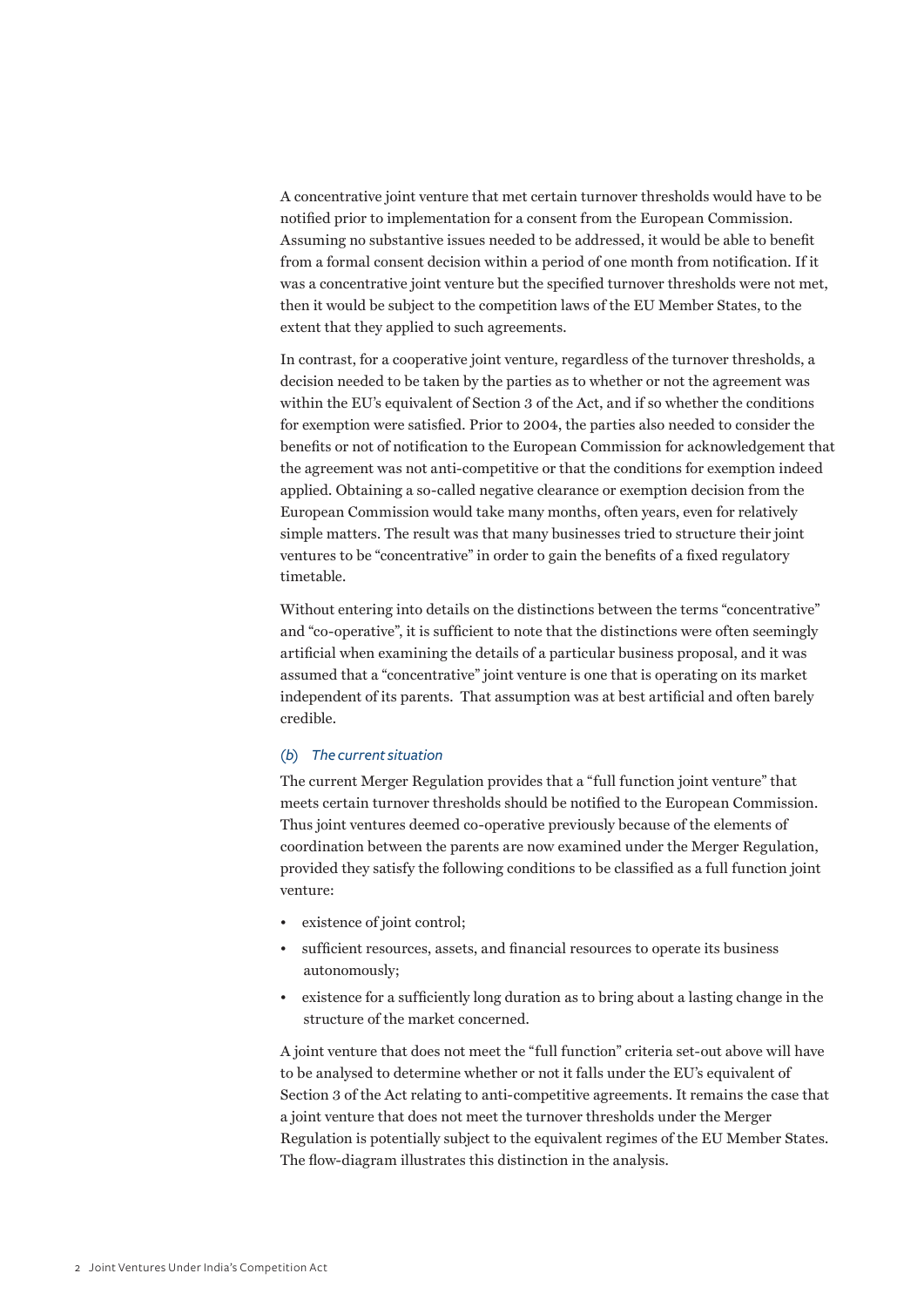A concentrative joint venture that met certain turnover thresholds would have to be notified prior to implementation for a consent from the European Commission. Assuming no substantive issues needed to be addressed, it would be able to benefit from a formal consent decision within a period of one month from notification. If it was a concentrative joint venture but the specified turnover thresholds were not met, then it would be subject to the competition laws of the EU Member States, to the extent that they applied to such agreements.

In contrast, for a cooperative joint venture, regardless of the turnover thresholds, a decision needed to be taken by the parties as to whether or not the agreement was within the EU's equivalent of Section 3 of the Act, and if so whether the conditions for exemption were satisfied. Prior to 2004, the parties also needed to consider the benefits or not of notification to the European Commission for acknowledgement that the agreement was not anti-competitive or that the conditions for exemption indeed applied. Obtaining a so-called negative clearance or exemption decision from the European Commission would take many months, often years, even for relatively simple matters. The result was that many businesses tried to structure their joint ventures to be "concentrative" in order to gain the benefits of a fixed regulatory timetable.

Without entering into details on the distinctions between the terms "concentrative" and "co-operative", it is sufficient to note that the distinctions were often seemingly artificial when examining the details of a particular business proposal, and it was assumed that a "concentrative" joint venture is one that is operating on its market independent of its parents. That assumption was at best artificial and often barely credible.

### *(b) The current situation*

The current Merger Regulation provides that a "full function joint venture" that meets certain turnover thresholds should be notified to the European Commission. Thus joint ventures deemed co-operative previously because of the elements of coordination between the parents are now examined under the Merger Regulation, provided they satisfy the following conditions to be classified as a full function joint venture:

- existence of joint control;
- sufficient resources, assets, and financial resources to operate its business autonomously;
- existence for a sufficiently long duration as to bring about a lasting change in the structure of the market concerned.

A joint venture that does not meet the "full function" criteria set-out above will have to be analysed to determine whether or not it falls under the EU's equivalent of Section 3 of the Act relating to anti-competitive agreements. It remains the case that a joint venture that does not meet the turnover thresholds under the Merger Regulation is potentially subject to the equivalent regimes of the EU Member States. The flow-diagram illustrates this distinction in the analysis.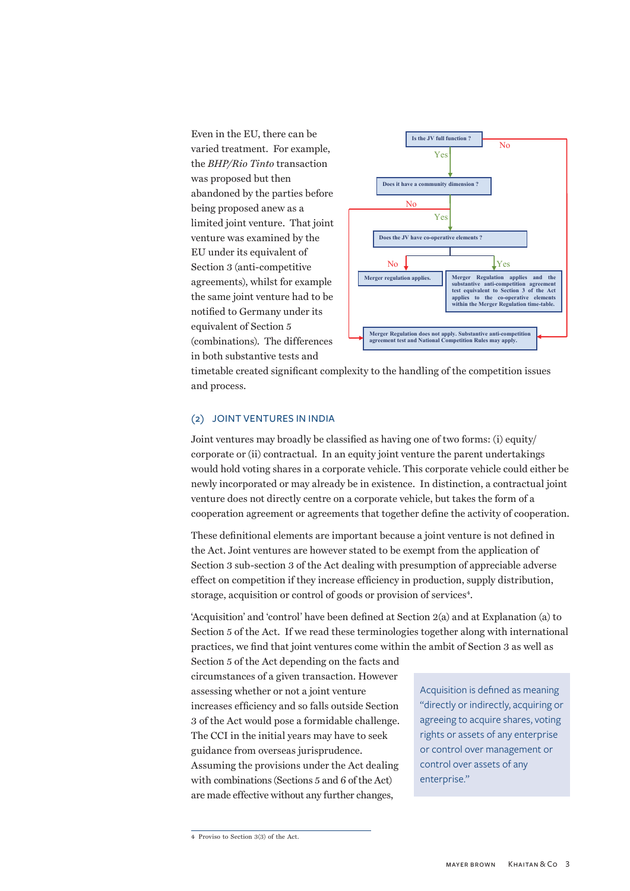Even in the EU, there can be varied treatment. For example, the *BHP/Rio Tinto* transaction was proposed but then abandoned by the parties before being proposed anew as a limited joint venture. That joint venture was examined by the EU under its equivalent of Section 3 (anti-competitive agreements), whilst for example the same joint venture had to be notified to Germany under its equivalent of Section 5 (combinations). The differences in both substantive tests and timetable created significant complexity to the handling of the competition issues and process.

- Is the JV full function ?
  - No → Merger Regulation does not apply. Substantive anti-competition agreement test and National Competition Rules may apply.
  - Yes → Does it have a community dimension ?
    - No → Merger Regulation does not apply. Substantive anti-competition agreement test and National Competition Rules may apply.
    - Yes → Does the JV have co-operative elements ?
      - No → Merger regulation applies.
      - Yes → Merger Regulation applies and the substantive anti-competition agreement test equivalent to Section 3 of the Act applies to the co-operative elements within the Merger Regulation time-table.

## (2) JOINT VENTURES IN INDIA

Joint ventures may broadly be classified as having one of two forms: (i) equity/corporate or (ii) contractual. In an equity joint venture the parent undertakings would hold voting shares in a corporate vehicle. This corporate vehicle could either be newly incorporated or may already be in existence. In distinction, a contractual joint venture does not directly centre on a corporate vehicle, but takes the form of a cooperation agreement or agreements that together define the activity of cooperation.

These definitional elements are important because a joint venture is not defined in the Act. Joint ventures are however stated to be exempt from the application of Section 3 sub-section 3 of the Act dealing with presumption of appreciable adverse effect on competition if they increase efficiency in production, supply distribution, storage, acquisition or control of goods or provision of services[4].

'Acquisition' and 'control' have been defined at Section 2(a) and at Explanation (a) to Section 5 of the Act. If we read these terminologies together along with international practices, we find that joint ventures come within the ambit of Section 3 as well as Section 5 of the Act depending on the facts and circumstances of a given transaction. However assessing whether or not a joint venture increases efficiency and so falls outside Section 3 of the Act would pose a formidable challenge. The CCI in the initial years may have to seek guidance from overseas jurisprudence. Assuming the provisions under the Act dealing with combinations (Sections 5 and 6 of the Act) are made effective without any further changes,

> Acquisition is defined as meaning "directly or indirectly, acquiring or agreeing to acquire shares, voting rights or assets of any enterprise or control over management or control over assets of any enterprise."

4 Proviso to Section 3(3) of the Act.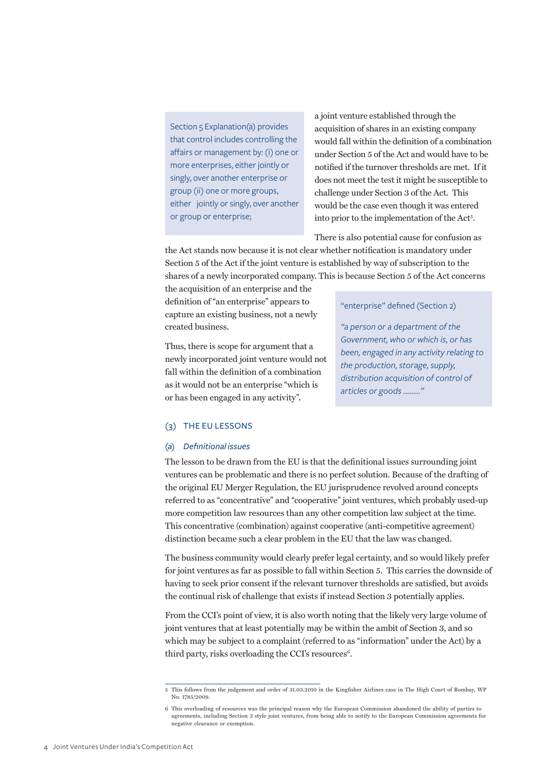> Section 5 Explanation(a) provides that control includes controlling the affairs or management by: (i) one or more enterprises, either jointly or singly, over another enterprise or group (ii) one or more groups, either jointly or singly, over another or group or enterprise;

a joint venture established through the acquisition of shares in an existing company would fall within the definition of a combination under Section 5 of the Act and would have to be notified if the turnover thresholds are met. If it does not meet the test it might be susceptible to challenge under Section 3 of the Act. This would be the case even though it was entered into prior to the implementation of the Act[5].

There is also potential cause for confusion as the Act stands now because it is not clear whether notification is mandatory under Section 5 of the Act if the joint venture is established by way of subscription to the shares of a newly incorporated company. This is because Section 5 of the Act concerns the acquisition of an enterprise and the definition of "an enterprise" appears to capture an existing business, not a newly created business.

> "enterprise" defined (Section 2)
>
> *"a person or a department of the Government, who or which is, or has been, engaged in any activity relating to the production, storage, supply, distribution acquisition of control of articles or goods .........."*

Thus, there is scope for argument that a newly incorporated joint venture would not fall within the definition of a combination as it would not be an enterprise "which is or has been engaged in any activity".

## (3) THE EU LESSONS

### *(a) Definitional issues*

The lesson to be drawn from the EU is that the definitional issues surrounding joint ventures can be problematic and there is no perfect solution. Because of the drafting of the original EU Merger Regulation, the EU jurisprudence revolved around concepts referred to as "concentrative" and "cooperative" joint ventures, which probably used-up more competition law resources than any other competition law subject at the time. This concentrative (combination) against cooperative (anti-competitive agreement) distinction became such a clear problem in the EU that the law was changed.

The business community would clearly prefer legal certainty, and so would likely prefer for joint ventures as far as possible to fall within Section 5. This carries the downside of having to seek prior consent if the relevant turnover thresholds are satisfied, but avoids the continual risk of challenge that exists if instead Section 3 potentially applies.

From the CCI's point of view, it is also worth noting that the likely very large volume of joint ventures that at least potentially may be within the ambit of Section 3, and so which may be subject to a complaint (referred to as "information" under the Act) by a third party, risks overloading the CCI's resources[6].

---

5 This follows from the judgement and order of 31.03.2010 in the Kingfisher Airlines case in The High Court of Bombay, WP No. 1785/2009.

6 This overloading of resources was the principal reason why the European Commission abandoned the ability of parties to agreements, including Section 3 style joint ventures, from being able to notify to the European Commission agreements for negative clearance or exemption.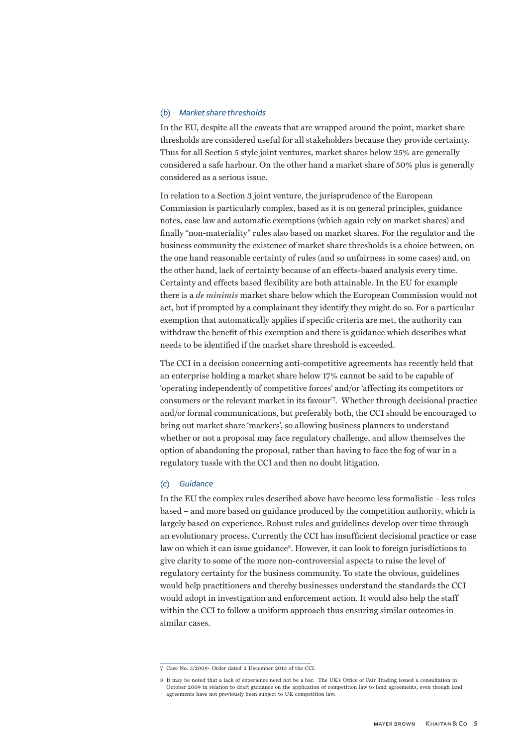### (b) *Market share thresholds*

In the EU, despite all the caveats that are wrapped around the point, market share thresholds are considered useful for all stakeholders because they provide certainty. Thus for all Section 5 style joint ventures, market shares below 25% are generally considered a safe harbour. On the other hand a market share of 50% plus is generally considered as a serious issue.

In relation to a Section 3 joint venture, the jurisprudence of the European Commission is particularly complex, based as it is on general principles, guidance notes, case law and automatic exemptions (which again rely on market shares) and finally "non-materiality" rules also based on market shares. For the regulator and the business community the existence of market share thresholds is a choice between, on the one hand reasonable certainty of rules (and so unfairness in some cases) and, on the other hand, lack of certainty because of an effects-based analysis every time. Certainty and effects based flexibility are both attainable. In the EU for example there is a *de minimis* market share below which the European Commission would not act, but if prompted by a complainant they identify they might do so. For a particular exemption that automatically applies if specific criteria are met, the authority can withdraw the benefit of this exemption and there is guidance which describes what needs to be identified if the market share threshold is exceeded.

The CCI in a decision concerning anti-competitive agreements has recently held that an enterprise holding a market share below 17% cannot be said to be capable of 'operating independently of competitive forces' and/or 'affecting its competitors or consumers or the relevant market in its favour'[7]. Whether through decisional practice and/or formal communications, but preferably both, the CCI should be encouraged to bring out market share 'markers', so allowing business planners to understand whether or not a proposal may face regulatory challenge, and allow themselves the option of abandoning the proposal, rather than having to face the fog of war in a regulatory tussle with the CCI and then no doubt litigation.

### (c) *Guidance*

In the EU the complex rules described above have become less formalistic – less rules based – and more based on guidance produced by the competition authority, which is largely based on experience. Robust rules and guidelines develop over time through an evolutionary process. Currently the CCI has insufficient decisional practice or case law on which it can issue guidance[8]. However, it can look to foreign jurisdictions to give clarity to some of the more non-controversial aspects to raise the level of regulatory certainty for the business community. To state the obvious, guidelines would help practitioners and thereby businesses understand the standards the CCI would adopt in investigation and enforcement action. It would also help the staff within the CCI to follow a uniform approach thus ensuring similar outcomes in similar cases.

---

7 Case No. 5/2009- Order dated 2 December 2010 of the CCI.

8 It may be noted that a lack of experience need not be a bar. The UK's Office of Fair Trading issued a consultation in October 2009 in relation to draft guidance on the application of competition law to land agreements, even though land agreements have not previously been subject to UK competition law.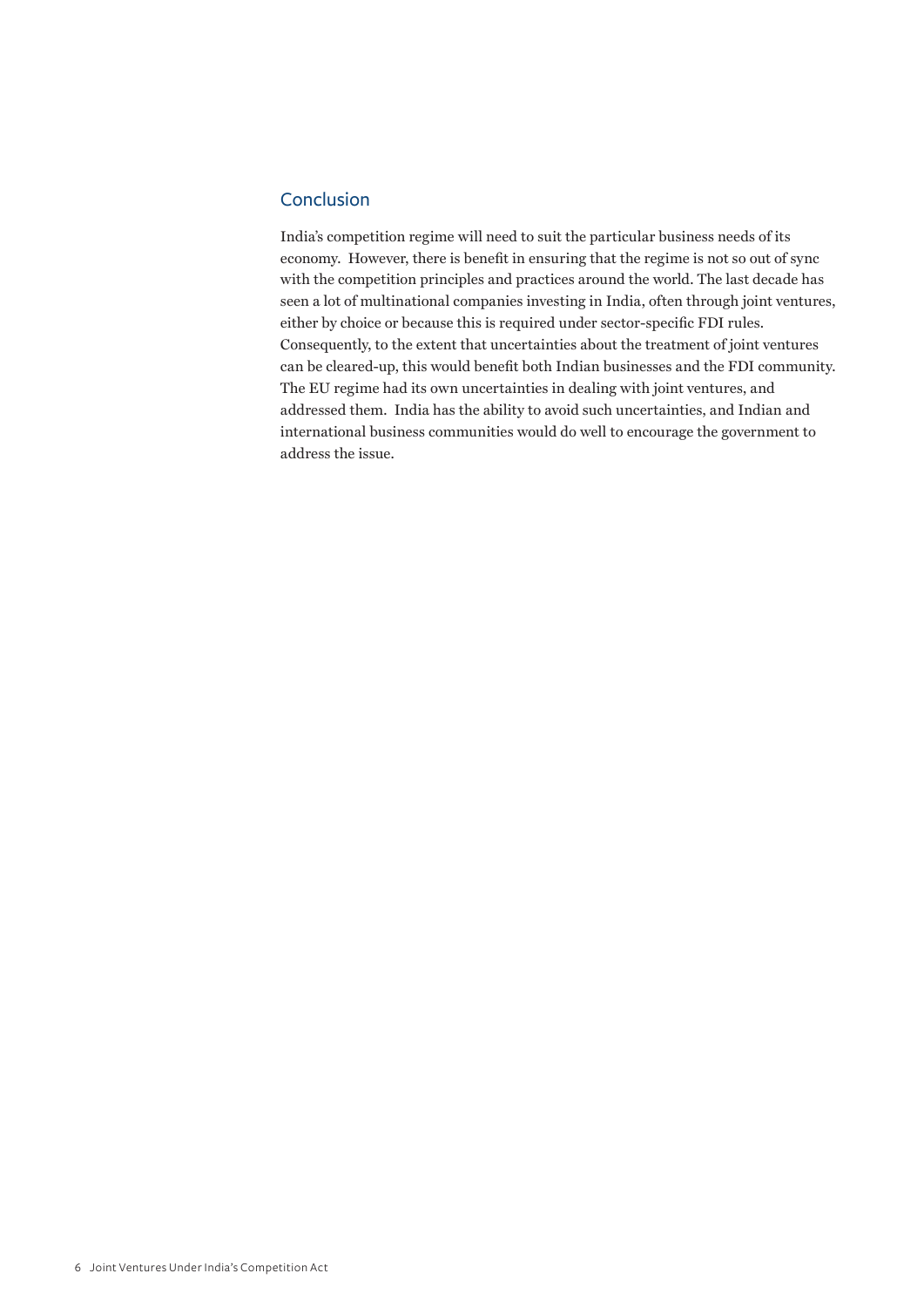## Conclusion

India's competition regime will need to suit the particular business needs of its economy. However, there is benefit in ensuring that the regime is not so out of sync with the competition principles and practices around the world. The last decade has seen a lot of multinational companies investing in India, often through joint ventures, either by choice or because this is required under sector-specific FDI rules. Consequently, to the extent that uncertainties about the treatment of joint ventures can be cleared-up, this would benefit both Indian businesses and the FDI community. The EU regime had its own uncertainties in dealing with joint ventures, and addressed them. India has the ability to avoid such uncertainties, and Indian and international business communities would do well to encourage the government to address the issue.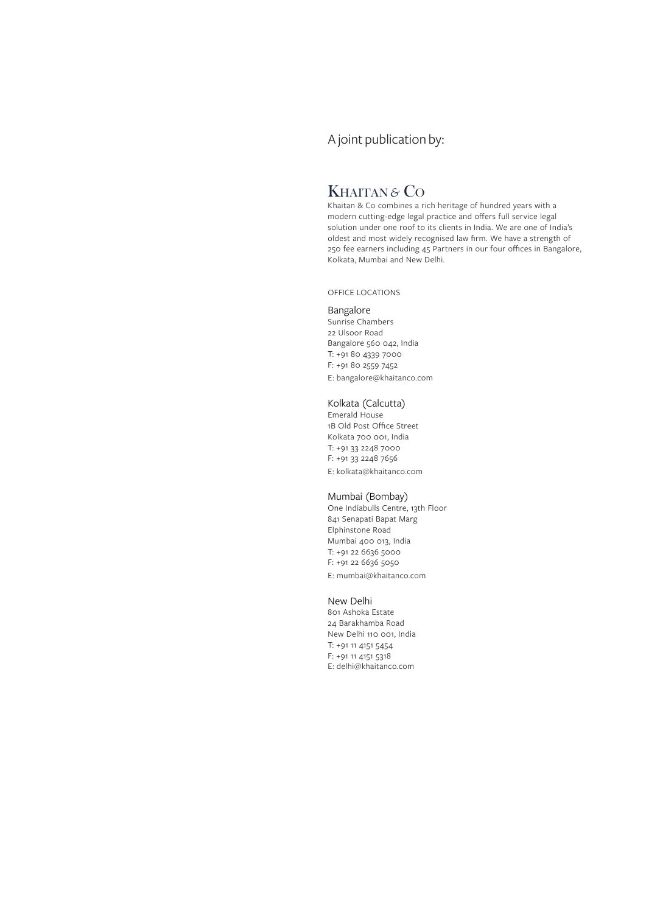A joint publication by:

# KHAITAN & CO

Khaitan & Co combines a rich heritage of hundred years with a modern cutting-edge legal practice and offers full service legal solution under one roof to its clients in India. We are one of India's oldest and most widely recognised law firm. We have a strength of 250 fee earners including 45 Partners in our four offices in Bangalore, Kolkata, Mumbai and New Delhi.

OFFICE LOCATIONS

### Bangalore

Sunrise Chambers
22 Ulsoor Road
Bangalore 560 042, India
T: +91 80 4339 7000
F: +91 80 2559 7452
E: bangalore@khaitanco.com

### Kolkata (Calcutta)

Emerald House
1B Old Post Office Street
Kolkata 700 001, India
T: +91 33 2248 7000
F: +91 33 2248 7656
E: kolkata@khaitanco.com

### Mumbai (Bombay)

One Indiabulls Centre, 13th Floor
841 Senapati Bapat Marg
Elphinstone Road
Mumbai 400 013, India
T: +91 22 6636 5000
F: +91 22 6636 5050
E: mumbai@khaitanco.com

### New Delhi

801 Ashoka Estate
24 Barakhamba Road
New Delhi 110 001, India
T: +91 11 4151 5454
F: +91 11 4151 5318
E: delhi@khaitanco.com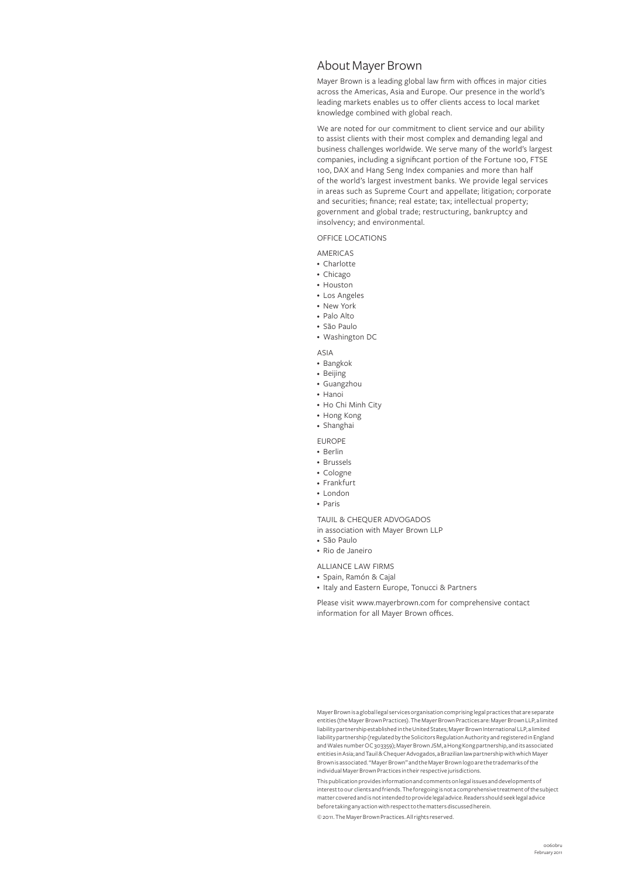## About Mayer Brown

Mayer Brown is a leading global law firm with offices in major cities across the Americas, Asia and Europe. Our presence in the world's leading markets enables us to offer clients access to local market knowledge combined with global reach.

We are noted for our commitment to client service and our ability to assist clients with their most complex and demanding legal and business challenges worldwide. We serve many of the world's largest companies, including a significant portion of the Fortune 100, FTSE 100, DAX and Hang Seng Index companies and more than half of the world's largest investment banks. We provide legal services in areas such as Supreme Court and appellate; litigation; corporate and securities; finance; real estate; tax; intellectual property; government and global trade; restructuring, bankruptcy and insolvency; and environmental.

OFFICE LOCATIONS

AMERICAS

- Charlotte
- Chicago
- Houston
- Los Angeles
- New York
- Palo Alto
- São Paulo
- Washington DC

ASIA

- Bangkok
- Beijing
- Guangzhou
- Hanoi
- Ho Chi Minh City
- Hong Kong
- Shanghai

EUROPE

- Berlin
- Brussels
- Cologne
- Frankfurt
- London
- Paris

TAUIL & CHEQUER ADVOGADOS
in association with Mayer Brown LLP

- São Paulo
- Rio de Janeiro

ALLIANCE LAW FIRMS

- Spain, Ramón & Cajal
- Italy and Eastern Europe, Tonucci & Partners

Please visit www.mayerbrown.com for comprehensive contact information for all Mayer Brown offices.

Mayer Brown is a global legal services organisation comprising legal practices that are separate entities (the Mayer Brown Practices). The Mayer Brown Practices are: Mayer Brown LLP, a limited liability partnership established in the United States; Mayer Brown International LLP, a limited liability partnership (regulated by the Solicitors Regulation Authority and registered in England and Wales number OC 303359); Mayer Brown JSM, a Hong Kong partnership, and its associated entities in Asia; and Tauil & Chequer Advogados, a Brazilian law partnership with which Mayer Brown is associated. "Mayer Brown" and the Mayer Brown logo are the trademarks of the individual Mayer Brown Practices in their respective jurisdictions.

This publication provides information and comments on legal issues and developments of interest to our clients and friends. The foregoing is not a comprehensive treatment of the subject matter covered and is not intended to provide legal advice. Readers should seek legal advice before taking any action with respect to the matters discussed herein.

© 2011. The Mayer Brown Practices. All rights reserved.

0060bru
February 2011